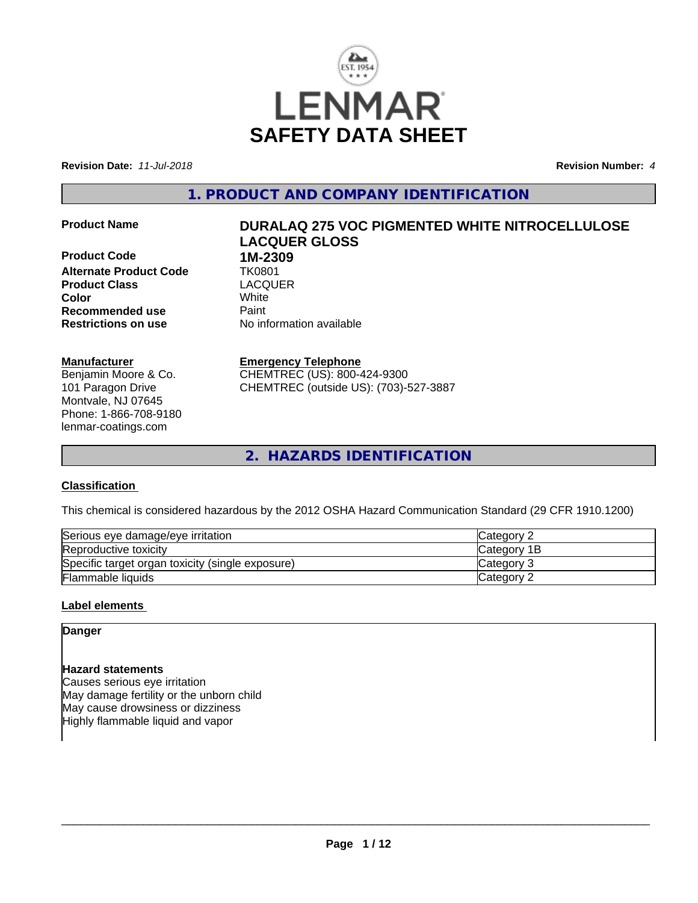# LENMAR SAFETY DATA SHEET

**Revision Date:** *11-Jul-2018* **Revision Number:** *4*

## 1. PRODUCT AND COMPANY IDENTIFICATION

| | |
|---|---|
| **Product Name** | **DURALAQ 275 VOC PIGMENTED WHITE NITROCELLULOSE LACQUER GLOSS** |
| **Product Code** | **1M-2309** |
| **Alternate Product Code** | TK0801 |
| **Product Class** | LACQUER |
| **Color** | White |
| **Recommended use** | Paint |
| **Restrictions on use** | No information available |

**Manufacturer**
Benjamin Moore & Co.
101 Paragon Drive
Montvale, NJ 07645
Phone: 1-866-708-9180
lenmar-coatings.com

**Emergency Telephone**
CHEMTREC (US): 800-424-9300
CHEMTREC (outside US): (703)-527-3887

## 2. HAZARDS IDENTIFICATION

### Classification

This chemical is considered hazardous by the 2012 OSHA Hazard Communication Standard (29 CFR 1910.1200)

| | |
|---|---|
| Serious eye damage/eye irritation | Category 2 |
| Reproductive toxicity | Category 1B |
| Specific target organ toxicity (single exposure) | Category 3 |
| Flammable liquids | Category 2 |

### Label elements

**Danger**

**Hazard statements**
Causes serious eye irritation
May damage fertility or the unborn child
May cause drowsiness or dizziness
Highly flammable liquid and vapor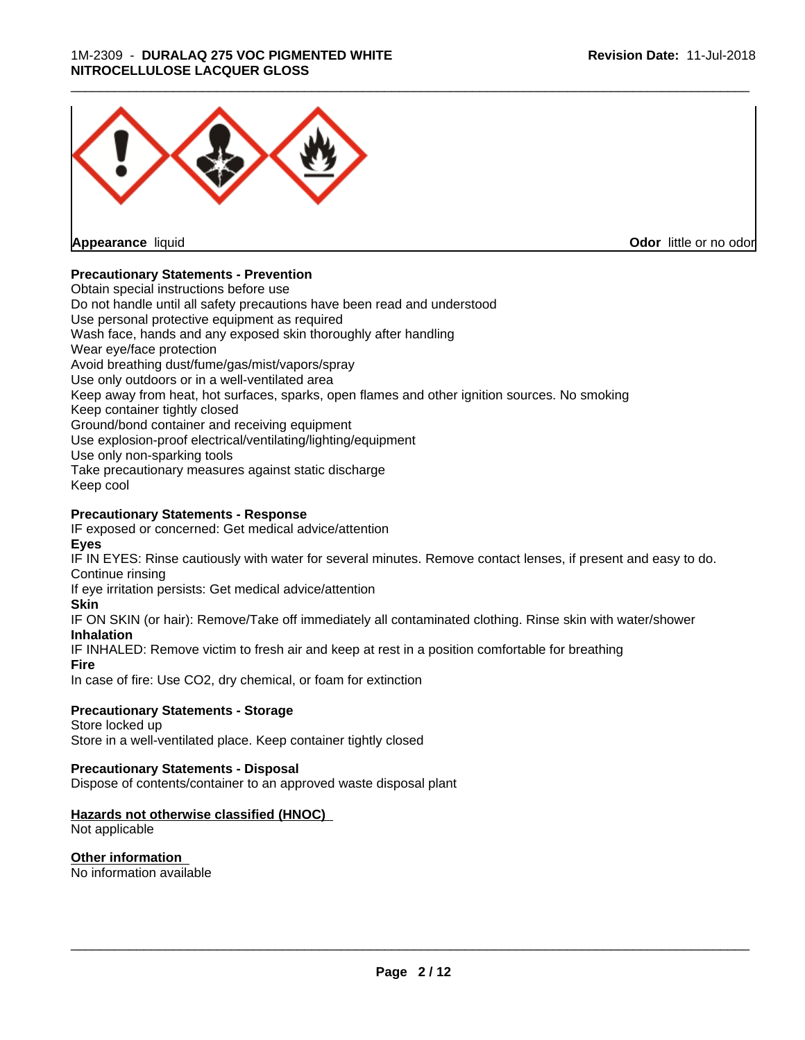**Appearance** liquid **Odor** little or no odor

**Precautionary Statements - Prevention**

Obtain special instructions before use
Do not handle until all safety precautions have been read and understood
Use personal protective equipment as required
Wash face, hands and any exposed skin thoroughly after handling
Wear eye/face protection
Avoid breathing dust/fume/gas/mist/vapors/spray
Use only outdoors or in a well-ventilated area
Keep away from heat, hot surfaces, sparks, open flames and other ignition sources. No smoking
Keep container tightly closed
Ground/bond container and receiving equipment
Use explosion-proof electrical/ventilating/lighting/equipment
Use only non-sparking tools
Take precautionary measures against static discharge
Keep cool

**Precautionary Statements - Response**

IF exposed or concerned: Get medical advice/attention

**Eyes**

IF IN EYES: Rinse cautiously with water for several minutes. Remove contact lenses, if present and easy to do. Continue rinsing
If eye irritation persists: Get medical advice/attention

**Skin**

IF ON SKIN (or hair): Remove/Take off immediately all contaminated clothing. Rinse skin with water/shower

**Inhalation**

IF INHALED: Remove victim to fresh air and keep at rest in a position comfortable for breathing

**Fire**

In case of fire: Use CO2, dry chemical, or foam for extinction

**Precautionary Statements - Storage**

Store locked up
Store in a well-ventilated place. Keep container tightly closed

**Precautionary Statements - Disposal**

Dispose of contents/container to an approved waste disposal plant

**Hazards not otherwise classified (HNOC)**

Not applicable

**Other information**

No information available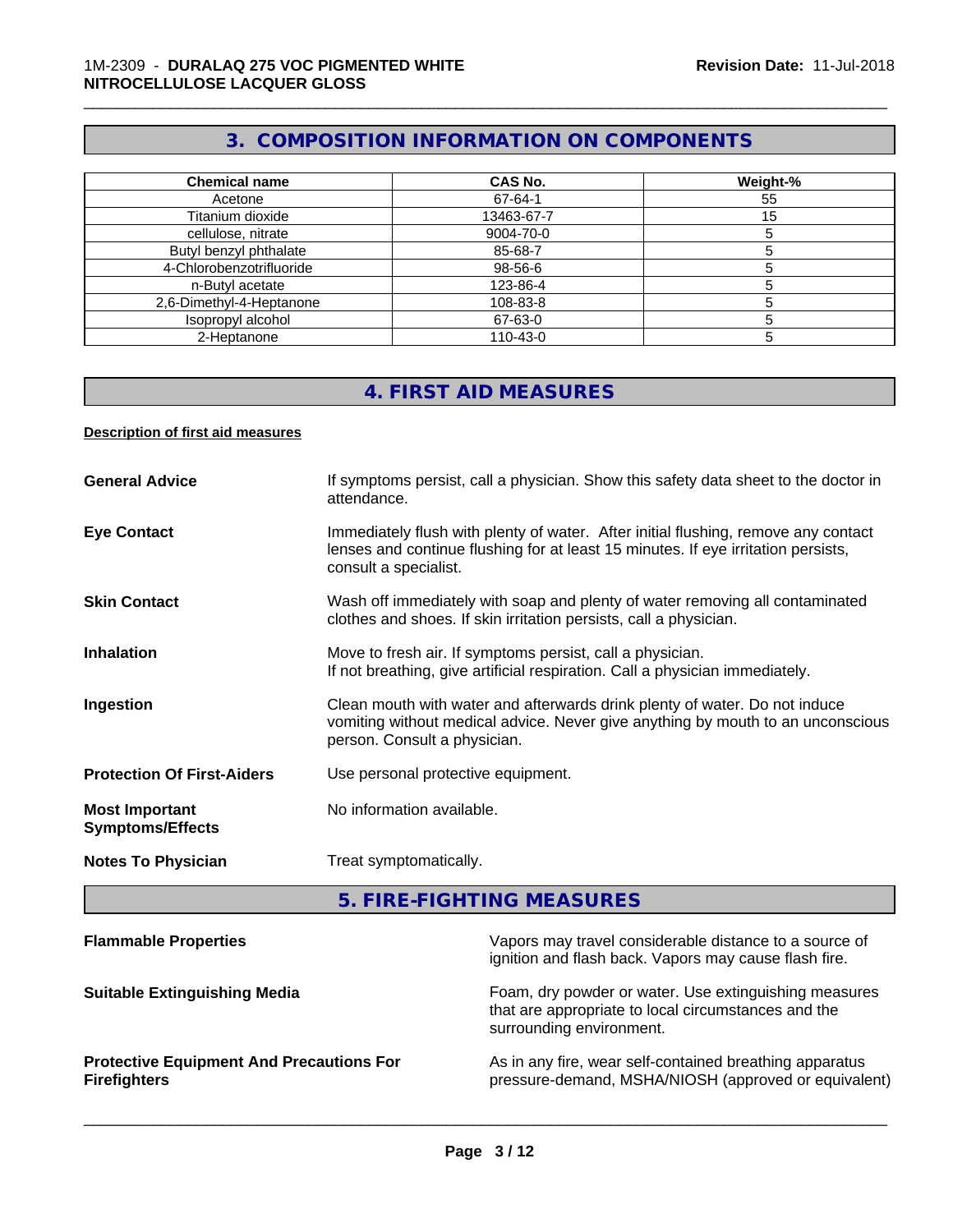## 3. COMPOSITION INFORMATION ON COMPONENTS

| Chemical name | CAS No. | Weight-% |
|---|---|---|
| Acetone | 67-64-1 | 55 |
| Titanium dioxide | 13463-67-7 | 15 |
| cellulose, nitrate | 9004-70-0 | 5 |
| Butyl benzyl phthalate | 85-68-7 | 5 |
| 4-Chlorobenzotrifluoride | 98-56-6 | 5 |
| n-Butyl acetate | 123-86-4 | 5 |
| 2,6-Dimethyl-4-Heptanone | 108-83-8 | 5 |
| Isopropyl alcohol | 67-63-0 | 5 |
| 2-Heptanone | 110-43-0 | 5 |

## 4. FIRST AID MEASURES

**Description of first aid measures**

**General Advice**
If symptoms persist, call a physician. Show this safety data sheet to the doctor in attendance.

**Eye Contact**
Immediately flush with plenty of water. After initial flushing, remove any contact lenses and continue flushing for at least 15 minutes. If eye irritation persists, consult a specialist.

**Skin Contact**
Wash off immediately with soap and plenty of water removing all contaminated clothes and shoes. If skin irritation persists, call a physician.

**Inhalation**
Move to fresh air. If symptoms persist, call a physician.
If not breathing, give artificial respiration. Call a physician immediately.

**Ingestion**
Clean mouth with water and afterwards drink plenty of water. Do not induce vomiting without medical advice. Never give anything by mouth to an unconscious person. Consult a physician.

**Protection Of First-Aiders**
Use personal protective equipment.

**Most Important Symptoms/Effects**
No information available.

**Notes To Physician**
Treat symptomatically.

## 5. FIRE-FIGHTING MEASURES

**Flammable Properties**
Vapors may travel considerable distance to a source of ignition and flash back. Vapors may cause flash fire.

**Suitable Extinguishing Media**
Foam, dry powder or water. Use extinguishing measures that are appropriate to local circumstances and the surrounding environment.

**Protective Equipment And Precautions For Firefighters**
As in any fire, wear self-contained breathing apparatus pressure-demand, MSHA/NIOSH (approved or equivalent)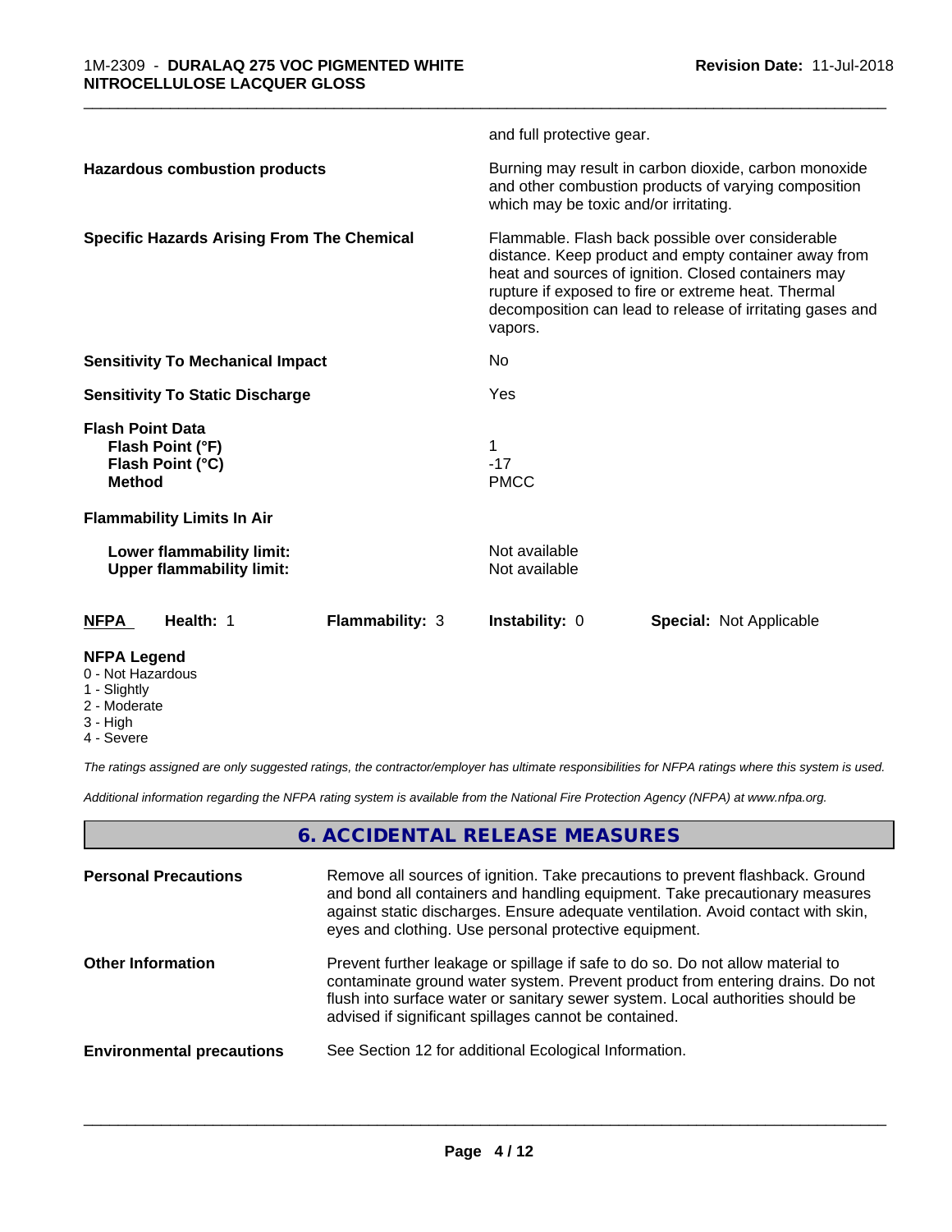and full protective gear.

| | |
|---|---|
| **Hazardous combustion products** | Burning may result in carbon dioxide, carbon monoxide and other combustion products of varying composition which may be toxic and/or irritating. |
| **Specific Hazards Arising From The Chemical** | Flammable. Flash back possible over considerable distance. Keep product and empty container away from heat and sources of ignition. Closed containers may rupture if exposed to fire or extreme heat. Thermal decomposition can lead to release of irritating gases and vapors. |
| **Sensitivity To Mechanical Impact** | No |
| **Sensitivity To Static Discharge** | Yes |

**Flash Point Data**

| | |
|---|---|
| **Flash Point (°F)** | 1 |
| **Flash Point (°C)** | -17 |
| **Method** | PMCC |

**Flammability Limits In Air**

| | |
|---|---|
| **Lower flammability limit:** | Not available |
| **Upper flammability limit:** | Not available |

| **NFPA** | **Health:** 1 | **Flammability:** 3 | **Instability:** 0 | **Special:** Not Applicable |
|---|---|---|---|---|

**NFPA Legend**
- 0 - Not Hazardous
- 1 - Slightly
- 2 - Moderate
- 3 - High
- 4 - Severe

*The ratings assigned are only suggested ratings, the contractor/employer has ultimate responsibilities for NFPA ratings where this system is used.*

*Additional information regarding the NFPA rating system is available from the National Fire Protection Agency (NFPA) at www.nfpa.org.*

## 6. ACCIDENTAL RELEASE MEASURES

| | |
|---|---|
| **Personal Precautions** | Remove all sources of ignition. Take precautions to prevent flashback. Ground and bond all containers and handling equipment. Take precautionary measures against static discharges. Ensure adequate ventilation. Avoid contact with skin, eyes and clothing. Use personal protective equipment. |
| **Other Information** | Prevent further leakage or spillage if safe to do so. Do not allow material to contaminate ground water system. Prevent product from entering drains. Do not flush into surface water or sanitary sewer system. Local authorities should be advised if significant spillages cannot be contained. |
| **Environmental precautions** | See Section 12 for additional Ecological Information. |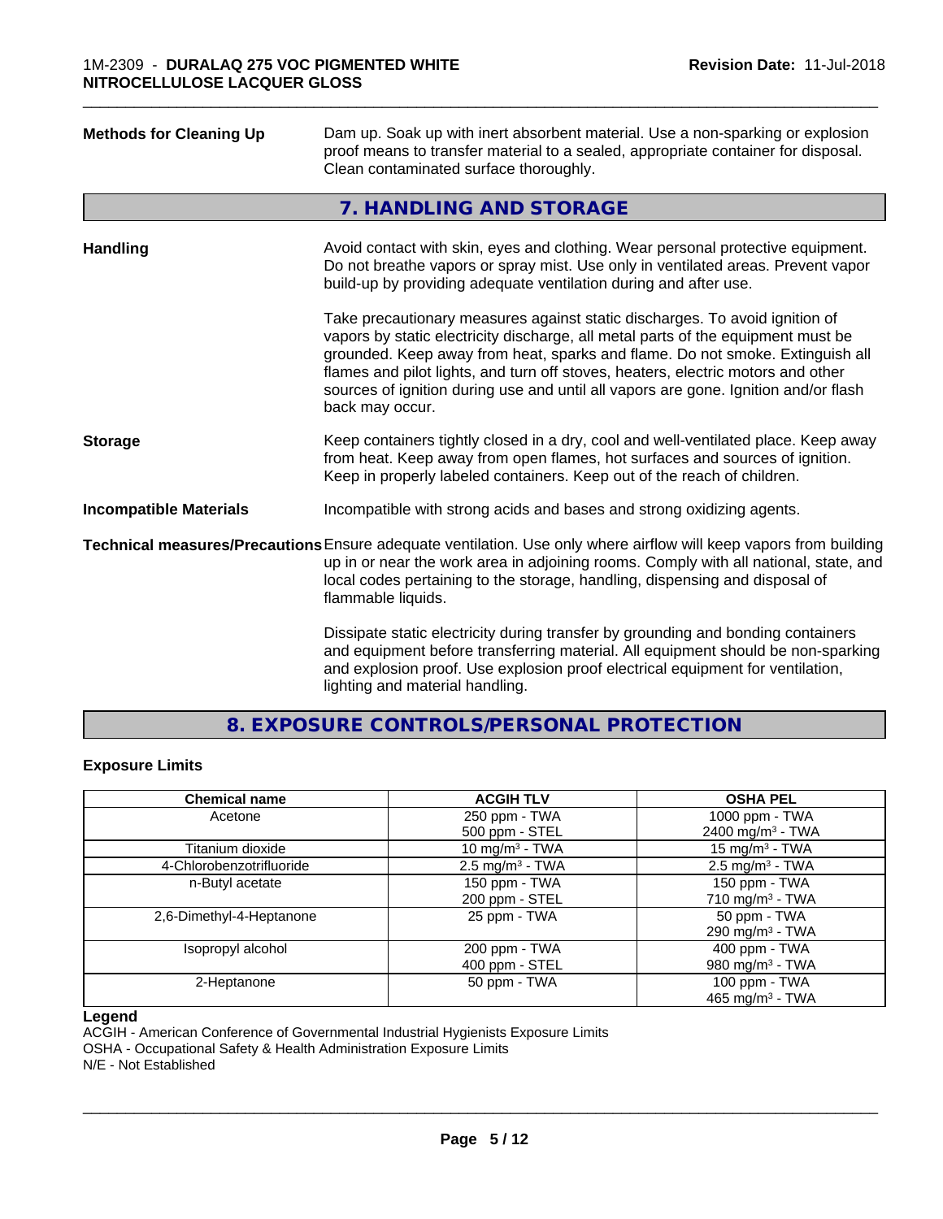**Methods for Cleaning Up**

Dam up. Soak up with inert absorbent material. Use a non-sparking or explosion proof means to transfer material to a sealed, appropriate container for disposal. Clean contaminated surface thoroughly.

## 7. HANDLING AND STORAGE

**Handling**

Avoid contact with skin, eyes and clothing. Wear personal protective equipment. Do not breathe vapors or spray mist. Use only in ventilated areas. Prevent vapor build-up by providing adequate ventilation during and after use.

Take precautionary measures against static discharges. To avoid ignition of vapors by static electricity discharge, all metal parts of the equipment must be grounded. Keep away from heat, sparks and flame. Do not smoke. Extinguish all flames and pilot lights, and turn off stoves, heaters, electric motors and other sources of ignition during use and until all vapors are gone. Ignition and/or flash back may occur.

**Storage**

Keep containers tightly closed in a dry, cool and well-ventilated place. Keep away from heat. Keep away from open flames, hot surfaces and sources of ignition. Keep in properly labeled containers. Keep out of the reach of children.

**Incompatible Materials**

Incompatible with strong acids and bases and strong oxidizing agents.

**Technical measures/Precautions**

Ensure adequate ventilation. Use only where airflow will keep vapors from building up in or near the work area in adjoining rooms. Comply with all national, state, and local codes pertaining to the storage, handling, dispensing and disposal of flammable liquids.

Dissipate static electricity during transfer by grounding and bonding containers and equipment before transferring material. All equipment should be non-sparking and explosion proof. Use explosion proof electrical equipment for ventilation, lighting and material handling.

## 8. EXPOSURE CONTROLS/PERSONAL PROTECTION

### Exposure Limits

| Chemical name | ACGIH TLV | OSHA PEL |
|---|---|---|
| Acetone | 250 ppm - TWA<br>500 ppm - STEL | 1000 ppm - TWA<br>2400 mg/m³ - TWA |
| Titanium dioxide | 10 mg/m³ - TWA | 15 mg/m³ - TWA |
| 4-Chlorobenzotrifluoride | 2.5 mg/m³ - TWA | 2.5 mg/m³ - TWA |
| n-Butyl acetate | 150 ppm - TWA<br>200 ppm - STEL | 150 ppm - TWA<br>710 mg/m³ - TWA |
| 2,6-Dimethyl-4-Heptanone | 25 ppm - TWA | 50 ppm - TWA<br>290 mg/m³ - TWA |
| Isopropyl alcohol | 200 ppm - TWA<br>400 ppm - STEL | 400 ppm - TWA<br>980 mg/m³ - TWA |
| 2-Heptanone | 50 ppm - TWA | 100 ppm - TWA<br>465 mg/m³ - TWA |

**Legend**

ACGIH - American Conference of Governmental Industrial Hygienists Exposure Limits
OSHA - Occupational Safety & Health Administration Exposure Limits
N/E - Not Established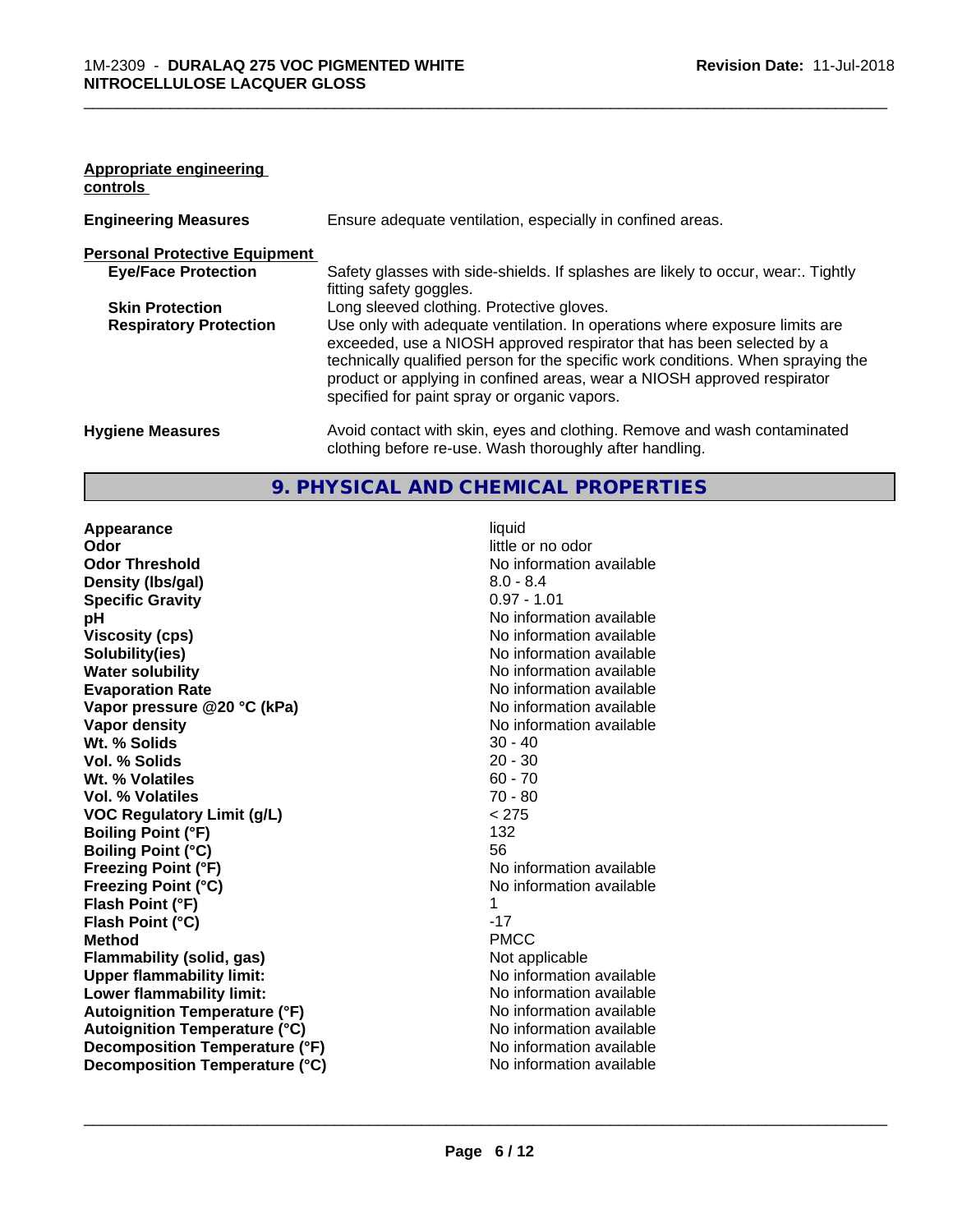**Appropriate engineering controls**

| | |
|---|---|
| **Engineering Measures** | Ensure adequate ventilation, especially in confined areas. |

**Personal Protective Equipment**

| | |
|---|---|
| **Eye/Face Protection** | Safety glasses with side-shields. If splashes are likely to occur, wear:. Tightly fitting safety goggles. |
| **Skin Protection** | Long sleeved clothing. Protective gloves. |
| **Respiratory Protection** | Use only with adequate ventilation. In operations where exposure limits are exceeded, use a NIOSH approved respirator that has been selected by a technically qualified person for the specific work conditions. When spraying the product or applying in confined areas, wear a NIOSH approved respirator specified for paint spray or organic vapors. |
| **Hygiene Measures** | Avoid contact with skin, eyes and clothing. Remove and wash contaminated clothing before re-use. Wash thoroughly after handling. |

## 9. PHYSICAL AND CHEMICAL PROPERTIES

| | |
|---|---|
| **Appearance** | liquid |
| **Odor** | little or no odor |
| **Odor Threshold** | No information available |
| **Density (lbs/gal)** | 8.0 - 8.4 |
| **Specific Gravity** | 0.97 - 1.01 |
| **pH** | No information available |
| **Viscosity (cps)** | No information available |
| **Solubility(ies)** | No information available |
| **Water solubility** | No information available |
| **Evaporation Rate** | No information available |
| **Vapor pressure @20 °C (kPa)** | No information available |
| **Vapor density** | No information available |
| **Wt. % Solids** | 30 - 40 |
| **Vol. % Solids** | 20 - 30 |
| **Wt. % Volatiles** | 60 - 70 |
| **Vol. % Volatiles** | 70 - 80 |
| **VOC Regulatory Limit (g/L)** | < 275 |
| **Boiling Point (°F)** | 132 |
| **Boiling Point (°C)** | 56 |
| **Freezing Point (°F)** | No information available |
| **Freezing Point (°C)** | No information available |
| **Flash Point (°F)** | 1 |
| **Flash Point (°C)** | -17 |
| **Method** | PMCC |
| **Flammability (solid, gas)** | Not applicable |
| **Upper flammability limit:** | No information available |
| **Lower flammability limit:** | No information available |
| **Autoignition Temperature (°F)** | No information available |
| **Autoignition Temperature (°C)** | No information available |
| **Decomposition Temperature (°F)** | No information available |
| **Decomposition Temperature (°C)** | No information available |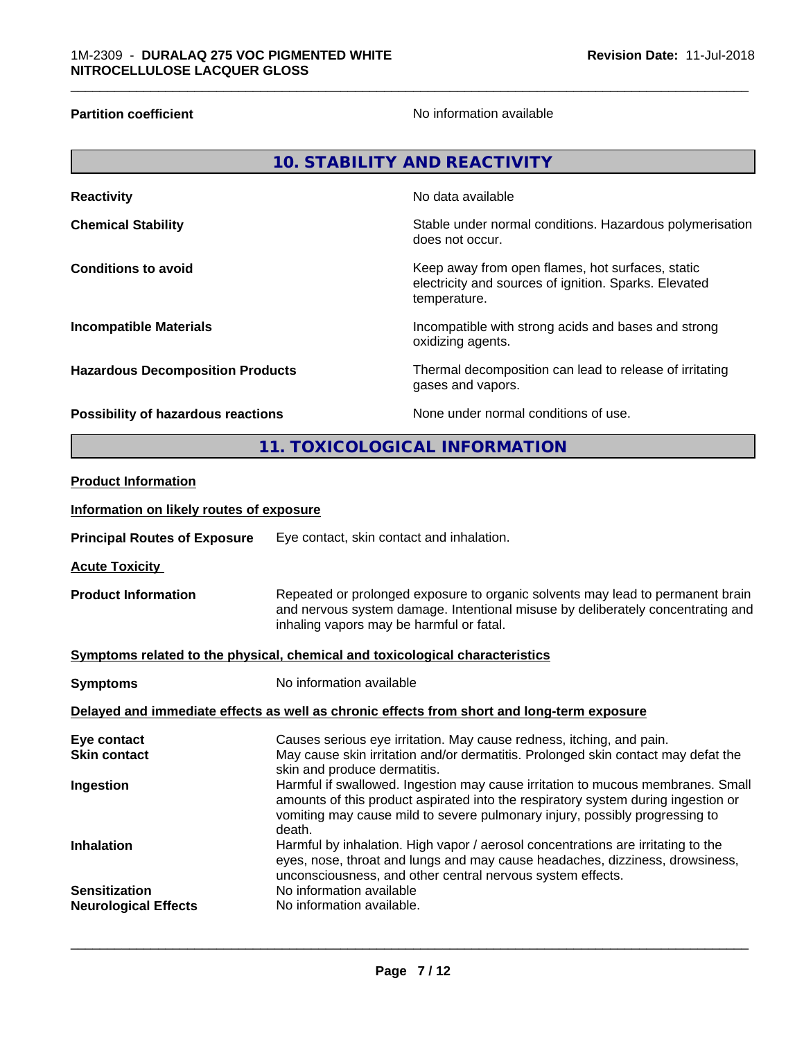| | |
|---|---|
| **Partition coefficient** | No information available |

## 10. STABILITY AND REACTIVITY

| | |
|---|---|
| **Reactivity** | No data available |
| **Chemical Stability** | Stable under normal conditions. Hazardous polymerisation does not occur. |
| **Conditions to avoid** | Keep away from open flames, hot surfaces, static electricity and sources of ignition. Sparks. Elevated temperature. |
| **Incompatible Materials** | Incompatible with strong acids and bases and strong oxidizing agents. |
| **Hazardous Decomposition Products** | Thermal decomposition can lead to release of irritating gases and vapors. |
| **Possibility of hazardous reactions** | None under normal conditions of use. |

## 11. TOXICOLOGICAL INFORMATION

**Product Information**

**Information on likely routes of exposure**

**Principal Routes of Exposure** Eye contact, skin contact and inhalation.

**Acute Toxicity**

**Product Information** Repeated or prolonged exposure to organic solvents may lead to permanent brain and nervous system damage. Intentional misuse by deliberately concentrating and inhaling vapors may be harmful or fatal.

**Symptoms related to the physical, chemical and toxicological characteristics**

**Symptoms** No information available

**Delayed and immediate effects as well as chronic effects from short and long-term exposure**

| | |
|---|---|
| **Eye contact** | Causes serious eye irritation. May cause redness, itching, and pain. |
| **Skin contact** | May cause skin irritation and/or dermatitis. Prolonged skin contact may defat the skin and produce dermatitis. |
| **Ingestion** | Harmful if swallowed. Ingestion may cause irritation to mucous membranes. Small amounts of this product aspirated into the respiratory system during ingestion or vomiting may cause mild to severe pulmonary injury, possibly progressing to death. |
| **Inhalation** | Harmful by inhalation. High vapor / aerosol concentrations are irritating to the eyes, nose, throat and lungs and may cause headaches, dizziness, drowsiness, unconsciousness, and other central nervous system effects. |
| **Sensitization** | No information available |
| **Neurological Effects** | No information available. |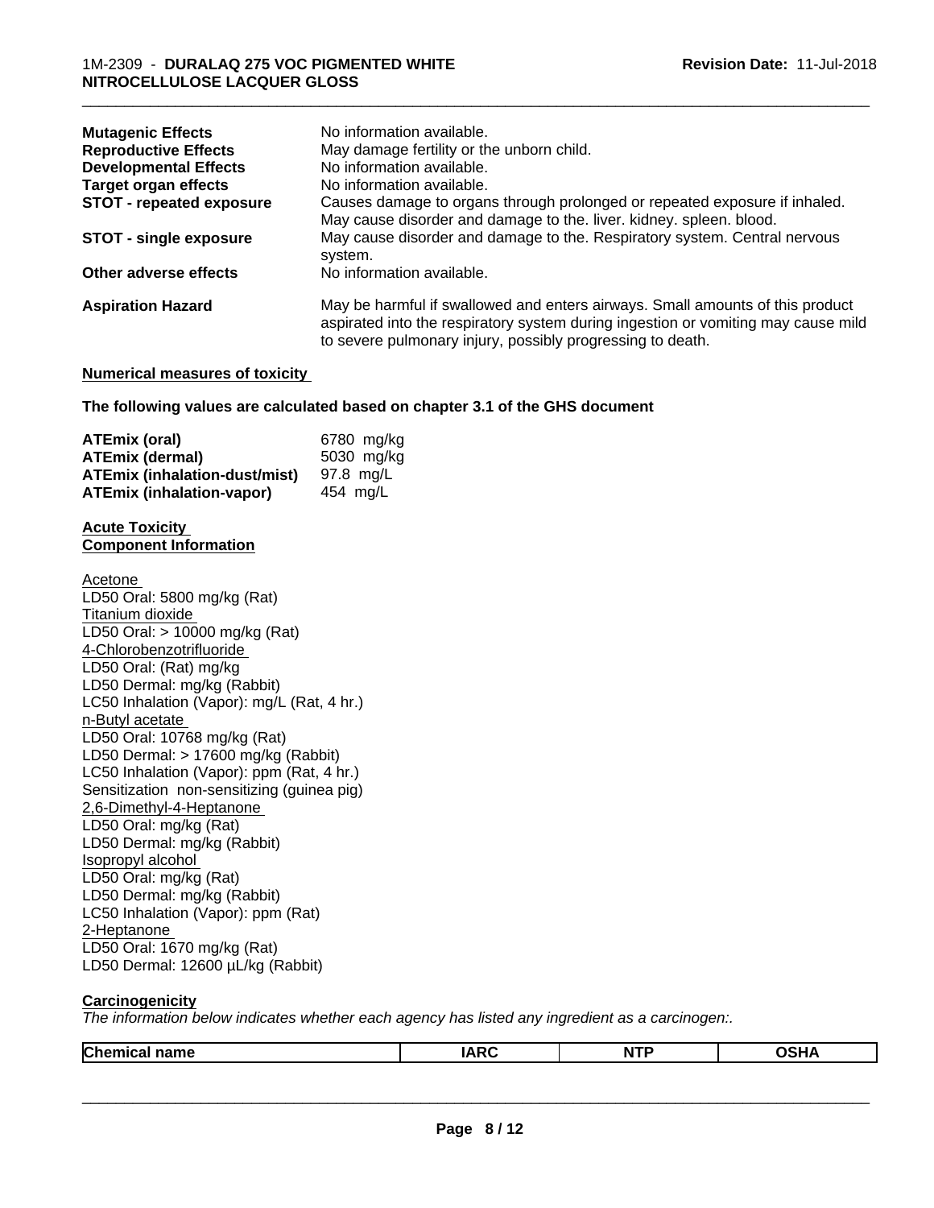| | |
|---|---|
| **Mutagenic Effects** | No information available. |
| **Reproductive Effects** | May damage fertility or the unborn child. |
| **Developmental Effects** | No information available. |
| **Target organ effects** | No information available. |
| **STOT - repeated exposure** | Causes damage to organs through prolonged or repeated exposure if inhaled. May cause disorder and damage to the. liver. kidney. spleen. blood. |
| **STOT - single exposure** | May cause disorder and damage to the. Respiratory system. Central nervous system. |
| **Other adverse effects** | No information available. |
| **Aspiration Hazard** | May be harmful if swallowed and enters airways. Small amounts of this product aspirated into the respiratory system during ingestion or vomiting may cause mild to severe pulmonary injury, possibly progressing to death. |

**Numerical measures of toxicity**

**The following values are calculated based on chapter 3.1 of the GHS document**

| | |
|---|---|
| **ATEmix (oral)** | 6780 mg/kg |
| **ATEmix (dermal)** | 5030 mg/kg |
| **ATEmix (inhalation-dust/mist)** | 97.8 mg/L |
| **ATEmix (inhalation-vapor)** | 454 mg/L |

**Acute Toxicity**
**Component Information**

Acetone
LD50 Oral: 5800 mg/kg (Rat)
Titanium dioxide
LD50 Oral: > 10000 mg/kg (Rat)
4-Chlorobenzotrifluoride
LD50 Oral: (Rat) mg/kg
LD50 Dermal: mg/kg (Rabbit)
LC50 Inhalation (Vapor): mg/L (Rat, 4 hr.)
n-Butyl acetate
LD50 Oral: 10768 mg/kg (Rat)
LD50 Dermal: > 17600 mg/kg (Rabbit)
LC50 Inhalation (Vapor): ppm (Rat, 4 hr.)
Sensitization non-sensitizing (guinea pig)
2,6-Dimethyl-4-Heptanone
LD50 Oral: mg/kg (Rat)
LD50 Dermal: mg/kg (Rabbit)
Isopropyl alcohol
LD50 Oral: mg/kg (Rat)
LD50 Dermal: mg/kg (Rabbit)
LC50 Inhalation (Vapor): ppm (Rat)
2-Heptanone
LD50 Oral: 1670 mg/kg (Rat)
LD50 Dermal: 12600 µL/kg (Rabbit)

**Carcinogenicity**

*The information below indicates whether each agency has listed any ingredient as a carcinogen:.*

| Chemical name | IARC | NTP | OSHA |
|---|---|---|---|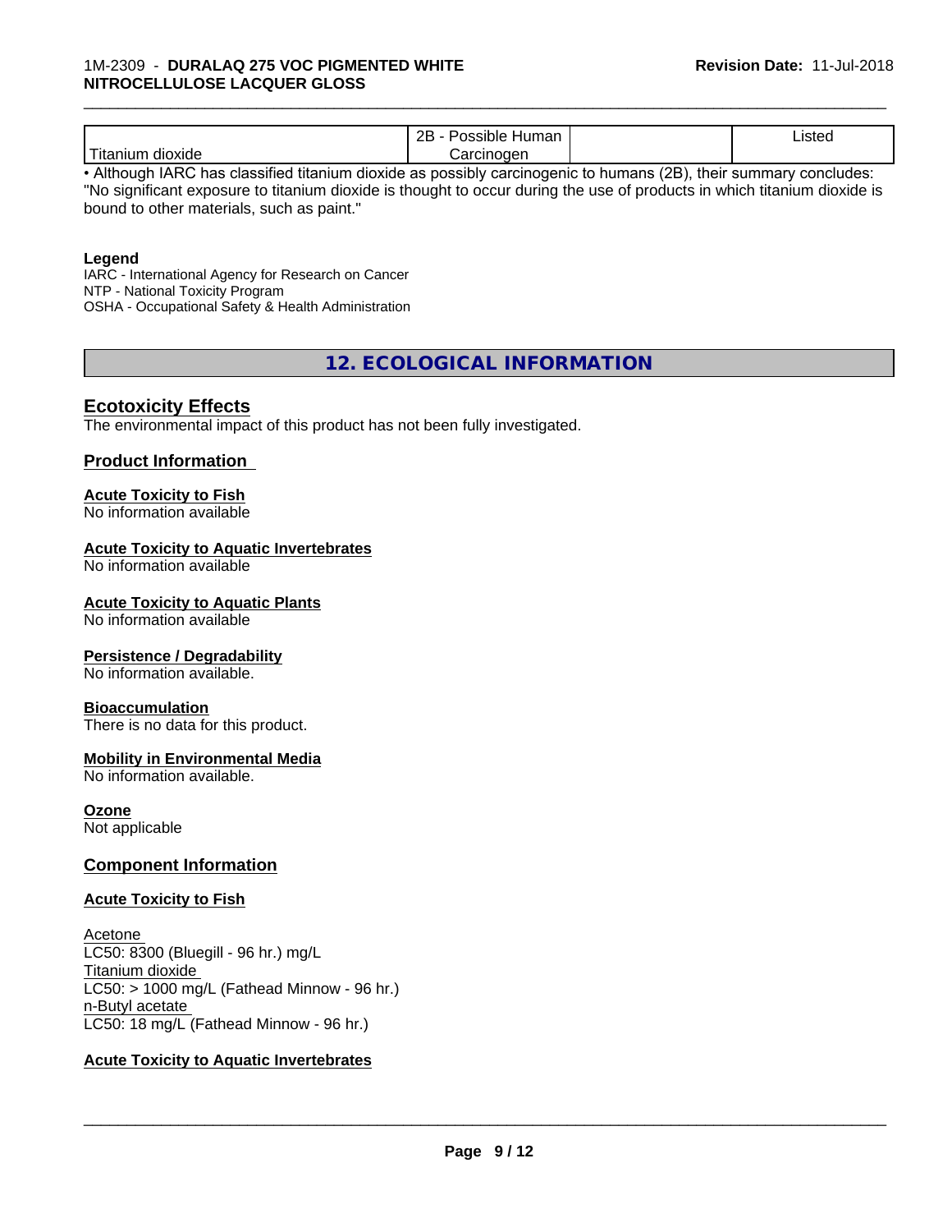| | 2B - Possible Human Carcinogen | | Listed |
|---|---|---|---|
| Titanium dioxide | | | |

• Although IARC has classified titanium dioxide as possibly carcinogenic to humans (2B), their summary concludes: "No significant exposure to titanium dioxide is thought to occur during the use of products in which titanium dioxide is bound to other materials, such as paint."

**Legend**
IARC - International Agency for Research on Cancer
NTP - National Toxicity Program
OSHA - Occupational Safety & Health Administration

## 12. ECOLOGICAL INFORMATION

### Ecotoxicity Effects

The environmental impact of this product has not been fully investigated.

### Product Information

**Acute Toxicity to Fish**
No information available

**Acute Toxicity to Aquatic Invertebrates**
No information available

**Acute Toxicity to Aquatic Plants**
No information available

**Persistence / Degradability**
No information available.

**Bioaccumulation**
There is no data for this product.

**Mobility in Environmental Media**
No information available.

**Ozone**
Not applicable

### Component Information

**Acute Toxicity to Fish**

Acetone
LC50: 8300 (Bluegill - 96 hr.) mg/L
Titanium dioxide
LC50: > 1000 mg/L (Fathead Minnow - 96 hr.)
n-Butyl acetate
LC50: 18 mg/L (Fathead Minnow - 96 hr.)

**Acute Toxicity to Aquatic Invertebrates**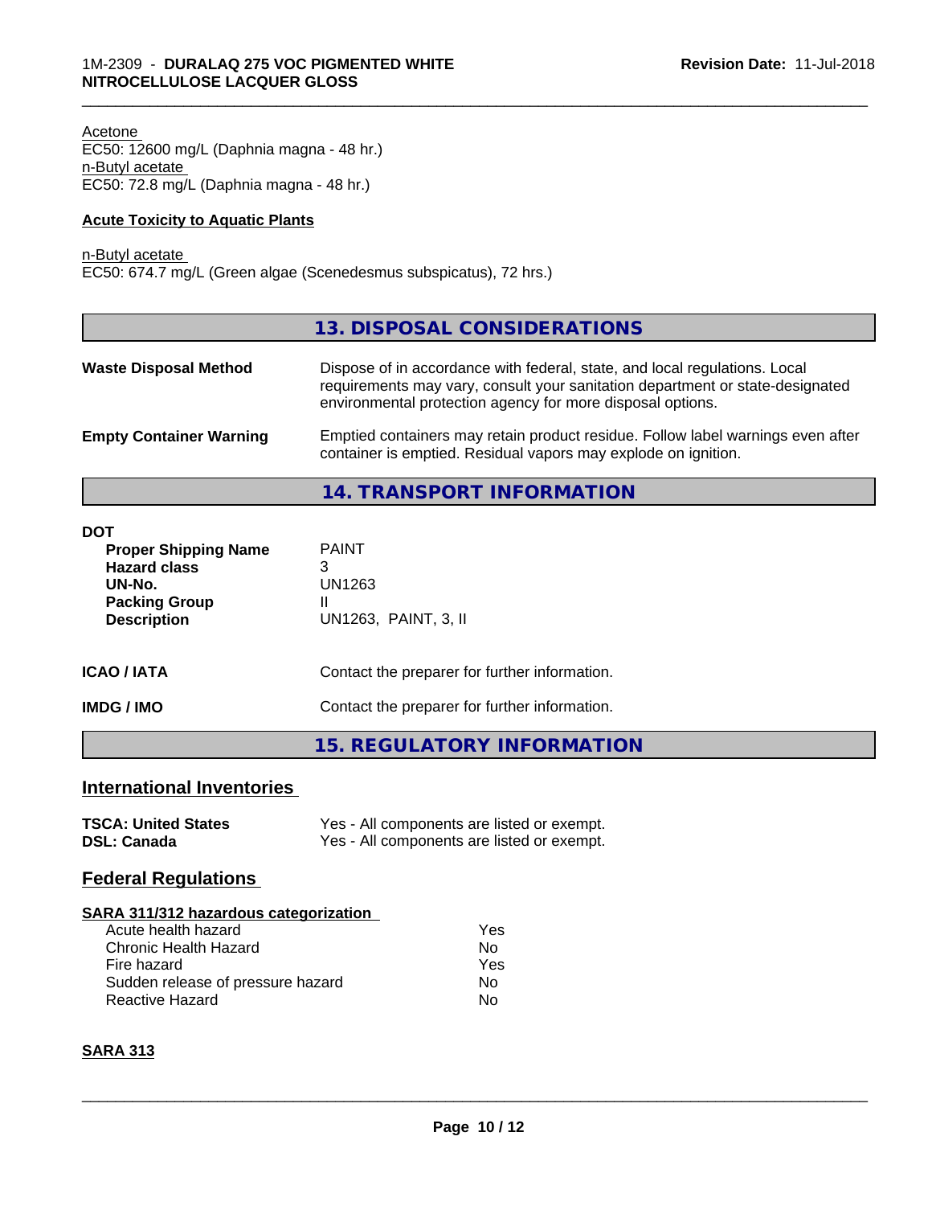Acetone
EC50: 12600 mg/L (Daphnia magna - 48 hr.)
n-Butyl acetate
EC50: 72.8 mg/L (Daphnia magna - 48 hr.)

**Acute Toxicity to Aquatic Plants**

n-Butyl acetate
EC50: 674.7 mg/L (Green algae (Scenedesmus subspicatus), 72 hrs.)

## 13. DISPOSAL CONSIDERATIONS

| | |
|---|---|
| **Waste Disposal Method** | Dispose of in accordance with federal, state, and local regulations. Local requirements may vary, consult your sanitation department or state-designated environmental protection agency for more disposal options. |
| **Empty Container Warning** | Emptied containers may retain product residue. Follow label warnings even after container is emptied. Residual vapors may explode on ignition. |

## 14. TRANSPORT INFORMATION

**DOT**

| | |
|---|---|
| **Proper Shipping Name** | PAINT |
| **Hazard class** | 3 |
| **UN-No.** | UN1263 |
| **Packing Group** | II |
| **Description** | UN1263, PAINT, 3, II |

| | |
|---|---|
| **ICAO / IATA** | Contact the preparer for further information. |
| **IMDG / IMO** | Contact the preparer for further information. |

## 15. REGULATORY INFORMATION

### International Inventories

| | |
|---|---|
| **TSCA: United States** | Yes - All components are listed or exempt. |
| **DSL: Canada** | Yes - All components are listed or exempt. |

### Federal Regulations

**SARA 311/312 hazardous categorization**

| | |
|---|---|
| Acute health hazard | Yes |
| Chronic Health Hazard | No |
| Fire hazard | Yes |
| Sudden release of pressure hazard | No |
| Reactive Hazard | No |

**SARA 313**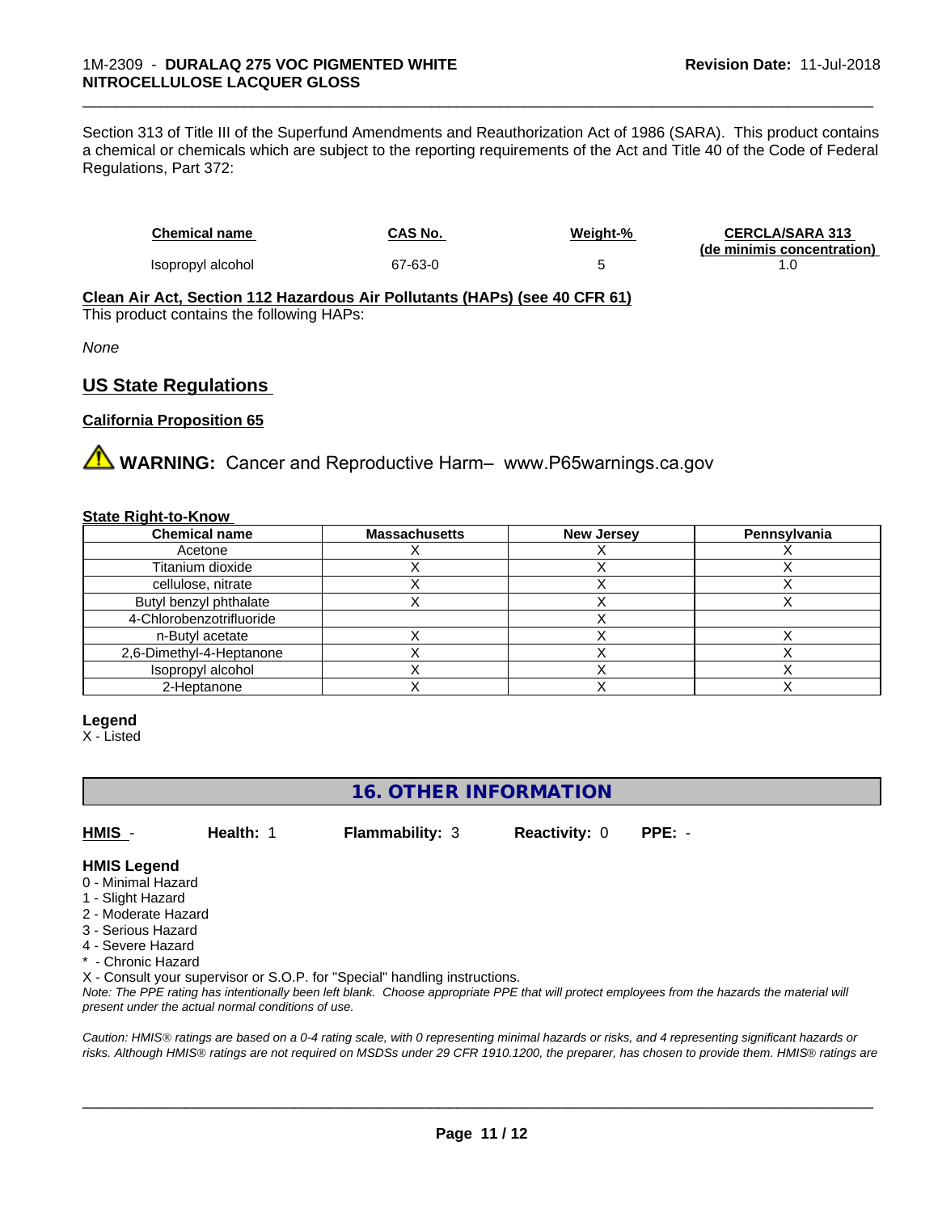Section 313 of Title III of the Superfund Amendments and Reauthorization Act of 1986 (SARA). This product contains a chemical or chemicals which are subject to the reporting requirements of the Act and Title 40 of the Code of Federal Regulations, Part 372:

| Chemical name | CAS No. | Weight-% | CERCLA/SARA 313 (de minimis concentration) |
|---|---|---|---|
| Isopropyl alcohol | 67-63-0 | 5 | 1.0 |

**Clean Air Act, Section 112 Hazardous Air Pollutants (HAPs) (see 40 CFR 61)**
This product contains the following HAPs:

*None*

## US State Regulations

**California Proposition 65**

⚠ **WARNING:** Cancer and Reproductive Harm– www.P65warnings.ca.gov

**State Right-to-Know**

| Chemical name | Massachusetts | New Jersey | Pennsylvania |
|---|---|---|---|
| Acetone | X | X | X |
| Titanium dioxide | X | X | X |
| cellulose, nitrate | X | X | X |
| Butyl benzyl phthalate | X | X | X |
| 4-Chlorobenzotrifluoride | | X | |
| n-Butyl acetate | X | X | X |
| 2,6-Dimethyl-4-Heptanone | X | X | X |
| Isopropyl alcohol | X | X | X |
| 2-Heptanone | X | X | X |

**Legend**
X - Listed

## 16. OTHER INFORMATION

**HMIS** - **Health:** 1 **Flammability:** 3 **Reactivity:** 0 **PPE:** -

**HMIS Legend**
0 - Minimal Hazard
1 - Slight Hazard
2 - Moderate Hazard
3 - Serious Hazard
4 - Severe Hazard
* - Chronic Hazard
X - Consult your supervisor or S.O.P. for "Special" handling instructions.
*Note: The PPE rating has intentionally been left blank. Choose appropriate PPE that will protect employees from the hazards the material will present under the actual normal conditions of use.*

*Caution: HMIS® ratings are based on a 0-4 rating scale, with 0 representing minimal hazards or risks, and 4 representing significant hazards or risks. Although HMIS® ratings are not required on MSDSs under 29 CFR 1910.1200, the preparer, has chosen to provide them. HMIS® ratings are*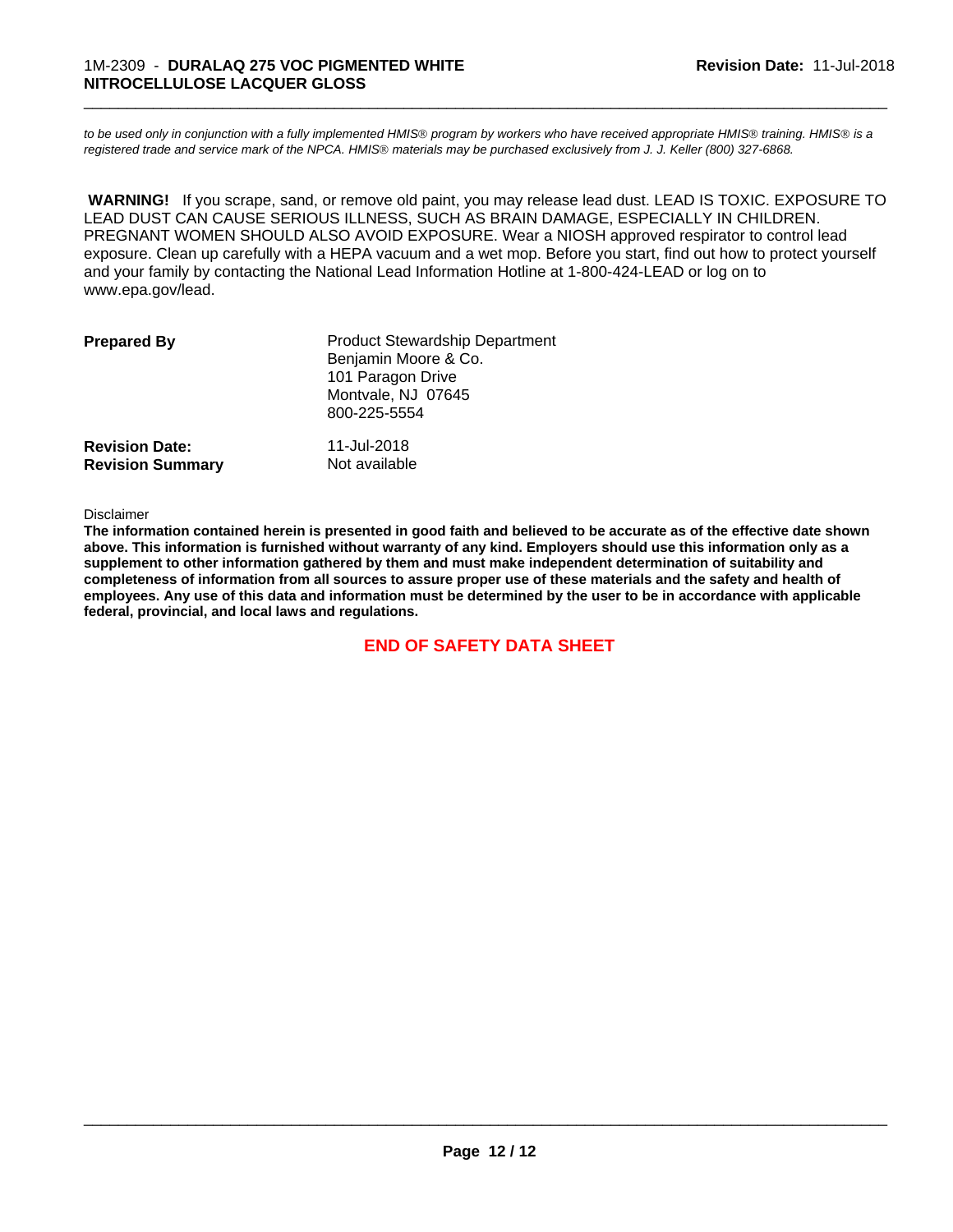*to be used only in conjunction with a fully implemented HMIS® program by workers who have received appropriate HMIS® training. HMIS® is a registered trade and service mark of the NPCA. HMIS® materials may be purchased exclusively from J. J. Keller (800) 327-6868.*

**WARNING!** If you scrape, sand, or remove old paint, you may release lead dust. LEAD IS TOXIC. EXPOSURE TO LEAD DUST CAN CAUSE SERIOUS ILLNESS, SUCH AS BRAIN DAMAGE, ESPECIALLY IN CHILDREN. PREGNANT WOMEN SHOULD ALSO AVOID EXPOSURE. Wear a NIOSH approved respirator to control lead exposure. Clean up carefully with a HEPA vacuum and a wet mop. Before you start, find out how to protect yourself and your family by contacting the National Lead Information Hotline at 1-800-424-LEAD or log on to www.epa.gov/lead.

| | |
|---|---|
| **Prepared By** | Product Stewardship Department<br>Benjamin Moore & Co.<br>101 Paragon Drive<br>Montvale, NJ 07645<br>800-225-5554 |
| **Revision Date:** | 11-Jul-2018 |
| **Revision Summary** | Not available |

Disclaimer

**The information contained herein is presented in good faith and believed to be accurate as of the effective date shown above. This information is furnished without warranty of any kind. Employers should use this information only as a supplement to other information gathered by them and must make independent determination of suitability and completeness of information from all sources to assure proper use of these materials and the safety and health of employees. Any use of this data and information must be determined by the user to be in accordance with applicable federal, provincial, and local laws and regulations.**

**END OF SAFETY DATA SHEET**